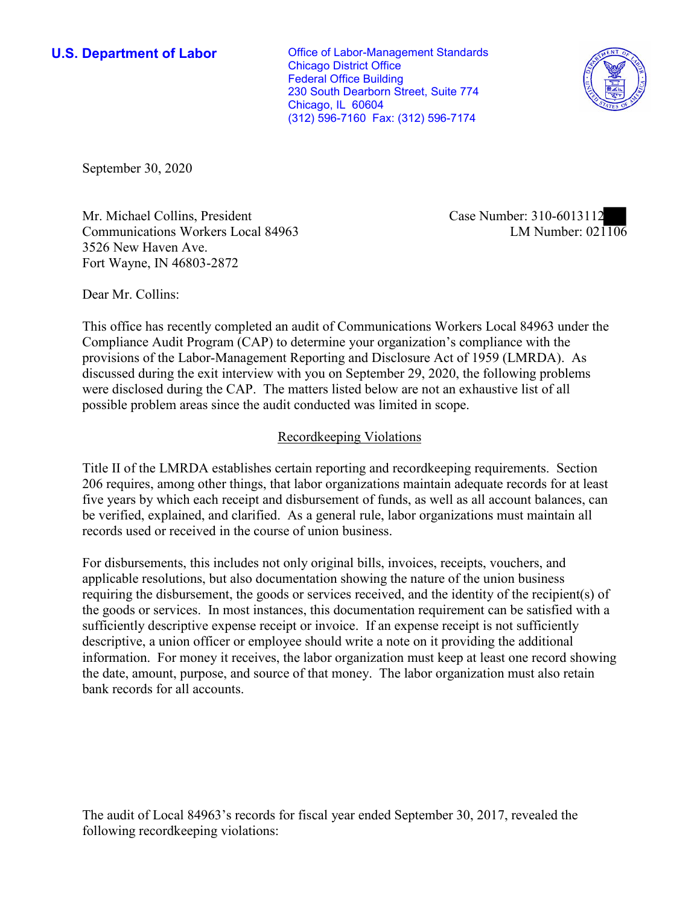**U.S. Department of Labor**

Office of Labor-Management Standards
Chicago District Office
Federal Office Building
230 South Dearborn Street, Suite 774
Chicago, IL 60604
(312) 596-7160 Fax: (312) 596-7174

September 30, 2020

Mr. Michael Collins, President
Communications Workers Local 84963
3526 New Haven Ave.
Fort Wayne, IN 46803-2872

Case Number: 310-6013112
LM Number: 021106

Dear Mr. Collins:

This office has recently completed an audit of Communications Workers Local 84963 under the Compliance Audit Program (CAP) to determine your organization's compliance with the provisions of the Labor-Management Reporting and Disclosure Act of 1959 (LMRDA). As discussed during the exit interview with you on September 29, 2020, the following problems were disclosed during the CAP. The matters listed below are not an exhaustive list of all possible problem areas since the audit conducted was limited in scope.

## Recordkeeping Violations

Title II of the LMRDA establishes certain reporting and recordkeeping requirements. Section 206 requires, among other things, that labor organizations maintain adequate records for at least five years by which each receipt and disbursement of funds, as well as all account balances, can be verified, explained, and clarified. As a general rule, labor organizations must maintain all records used or received in the course of union business.

For disbursements, this includes not only original bills, invoices, receipts, vouchers, and applicable resolutions, but also documentation showing the nature of the union business requiring the disbursement, the goods or services received, and the identity of the recipient(s) of the goods or services. In most instances, this documentation requirement can be satisfied with a sufficiently descriptive expense receipt or invoice. If an expense receipt is not sufficiently descriptive, a union officer or employee should write a note on it providing the additional information. For money it receives, the labor organization must keep at least one record showing the date, amount, purpose, and source of that money. The labor organization must also retain bank records for all accounts.

The audit of Local 84963's records for fiscal year ended September 30, 2017, revealed the following recordkeeping violations: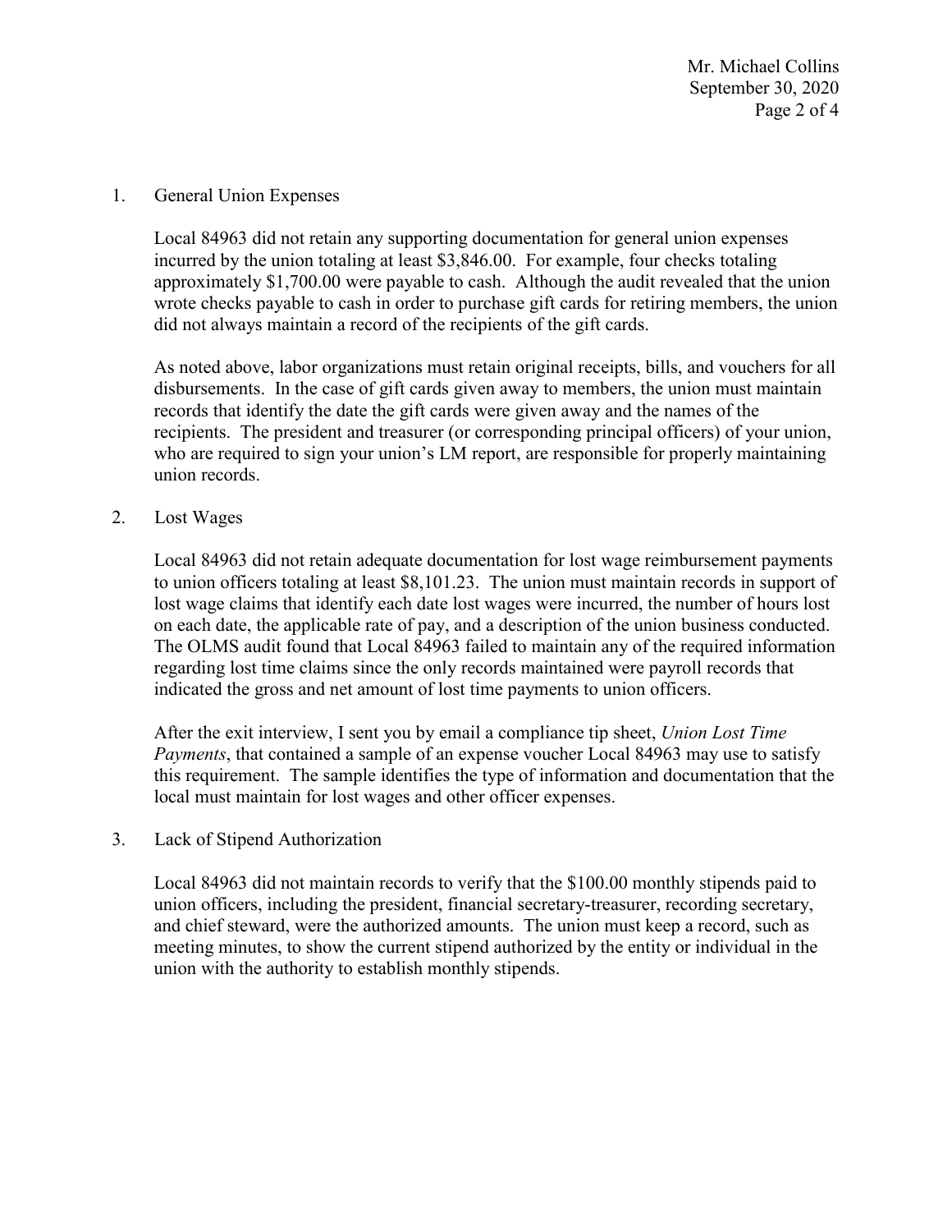1. General Union Expenses

   Local 84963 did not retain any supporting documentation for general union expenses incurred by the union totaling at least $3,846.00. For example, four checks totaling approximately $1,700.00 were payable to cash. Although the audit revealed that the union wrote checks payable to cash in order to purchase gift cards for retiring members, the union did not always maintain a record of the recipients of the gift cards.

   As noted above, labor organizations must retain original receipts, bills, and vouchers for all disbursements. In the case of gift cards given away to members, the union must maintain records that identify the date the gift cards were given away and the names of the recipients. The president and treasurer (or corresponding principal officers) of your union, who are required to sign your union's LM report, are responsible for properly maintaining union records.

2. Lost Wages

   Local 84963 did not retain adequate documentation for lost wage reimbursement payments to union officers totaling at least $8,101.23. The union must maintain records in support of lost wage claims that identify each date lost wages were incurred, the number of hours lost on each date, the applicable rate of pay, and a description of the union business conducted. The OLMS audit found that Local 84963 failed to maintain any of the required information regarding lost time claims since the only records maintained were payroll records that indicated the gross and net amount of lost time payments to union officers.

   After the exit interview, I sent you by email a compliance tip sheet, *Union Lost Time Payments*, that contained a sample of an expense voucher Local 84963 may use to satisfy this requirement. The sample identifies the type of information and documentation that the local must maintain for lost wages and other officer expenses.

3. Lack of Stipend Authorization

   Local 84963 did not maintain records to verify that the $100.00 monthly stipends paid to union officers, including the president, financial secretary-treasurer, recording secretary, and chief steward, were the authorized amounts. The union must keep a record, such as meeting minutes, to show the current stipend authorized by the entity or individual in the union with the authority to establish monthly stipends.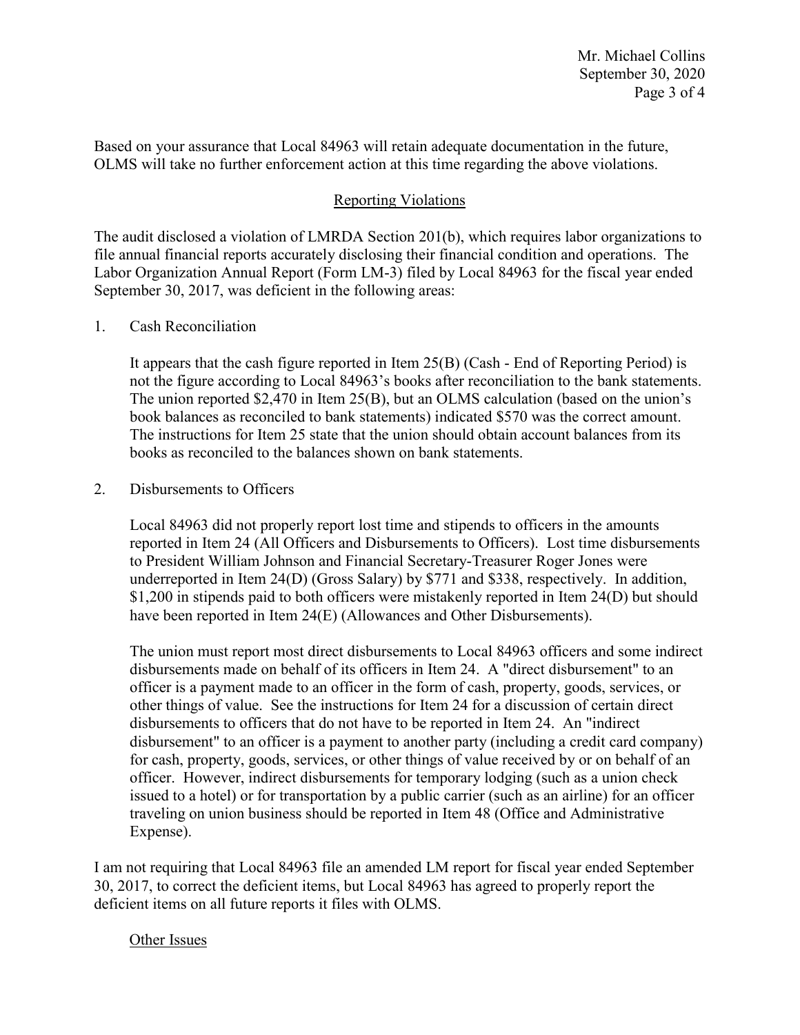Based on your assurance that Local 84963 will retain adequate documentation in the future, OLMS will take no further enforcement action at this time regarding the above violations.

## Reporting Violations

The audit disclosed a violation of LMRDA Section 201(b), which requires labor organizations to file annual financial reports accurately disclosing their financial condition and operations. The Labor Organization Annual Report (Form LM-3) filed by Local 84963 for the fiscal year ended September 30, 2017, was deficient in the following areas:

1. Cash Reconciliation

   It appears that the cash figure reported in Item 25(B) (Cash - End of Reporting Period) is not the figure according to Local 84963's books after reconciliation to the bank statements. The union reported $2,470 in Item 25(B), but an OLMS calculation (based on the union's book balances as reconciled to bank statements) indicated $570 was the correct amount. The instructions for Item 25 state that the union should obtain account balances from its books as reconciled to the balances shown on bank statements.

2. Disbursements to Officers

   Local 84963 did not properly report lost time and stipends to officers in the amounts reported in Item 24 (All Officers and Disbursements to Officers). Lost time disbursements to President William Johnson and Financial Secretary-Treasurer Roger Jones were underreported in Item 24(D) (Gross Salary) by $771 and $338, respectively. In addition, $1,200 in stipends paid to both officers were mistakenly reported in Item 24(D) but should have been reported in Item 24(E) (Allowances and Other Disbursements).

   The union must report most direct disbursements to Local 84963 officers and some indirect disbursements made on behalf of its officers in Item 24. A "direct disbursement" to an officer is a payment made to an officer in the form of cash, property, goods, services, or other things of value. See the instructions for Item 24 for a discussion of certain direct disbursements to officers that do not have to be reported in Item 24. An "indirect disbursement" to an officer is a payment to another party (including a credit card company) for cash, property, goods, services, or other things of value received by or on behalf of an officer. However, indirect disbursements for temporary lodging (such as a union check issued to a hotel) or for transportation by a public carrier (such as an airline) for an officer traveling on union business should be reported in Item 48 (Office and Administrative Expense).

I am not requiring that Local 84963 file an amended LM report for fiscal year ended September 30, 2017, to correct the deficient items, but Local 84963 has agreed to properly report the deficient items on all future reports it files with OLMS.

## Other Issues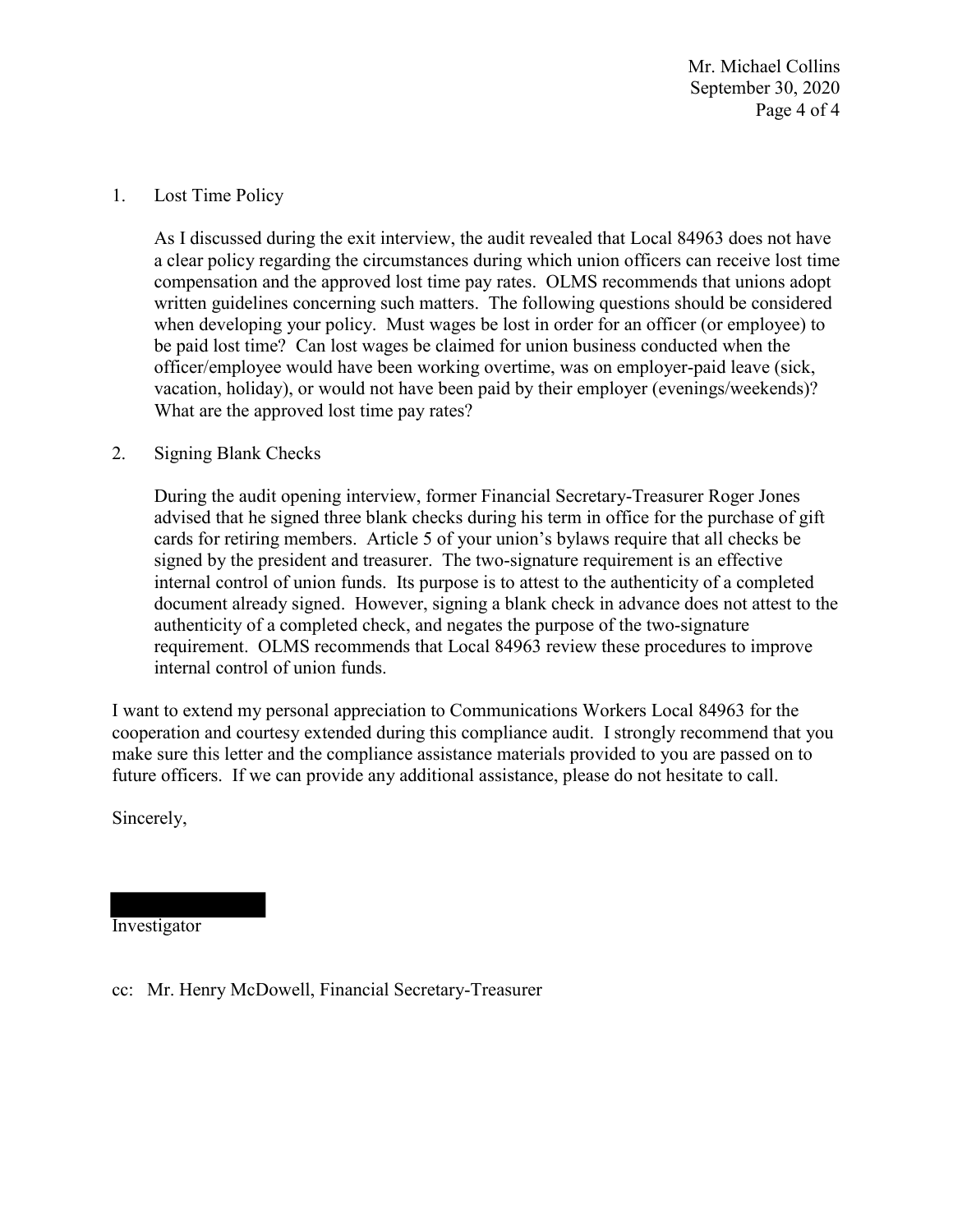1. Lost Time Policy

   As I discussed during the exit interview, the audit revealed that Local 84963 does not have a clear policy regarding the circumstances during which union officers can receive lost time compensation and the approved lost time pay rates. OLMS recommends that unions adopt written guidelines concerning such matters. The following questions should be considered when developing your policy. Must wages be lost in order for an officer (or employee) to be paid lost time? Can lost wages be claimed for union business conducted when the officer/employee would have been working overtime, was on employer-paid leave (sick, vacation, holiday), or would not have been paid by their employer (evenings/weekends)? What are the approved lost time pay rates?

2. Signing Blank Checks

   During the audit opening interview, former Financial Secretary-Treasurer Roger Jones advised that he signed three blank checks during his term in office for the purchase of gift cards for retiring members. Article 5 of your union's bylaws require that all checks be signed by the president and treasurer. The two-signature requirement is an effective internal control of union funds. Its purpose is to attest to the authenticity of a completed document already signed. However, signing a blank check in advance does not attest to the authenticity of a completed check, and negates the purpose of the two-signature requirement. OLMS recommends that Local 84963 review these procedures to improve internal control of union funds.

I want to extend my personal appreciation to Communications Workers Local 84963 for the cooperation and courtesy extended during this compliance audit. I strongly recommend that you make sure this letter and the compliance assistance materials provided to you are passed on to future officers. If we can provide any additional assistance, please do not hesitate to call.

Sincerely,

Investigator

cc: Mr. Henry McDowell, Financial Secretary-Treasurer